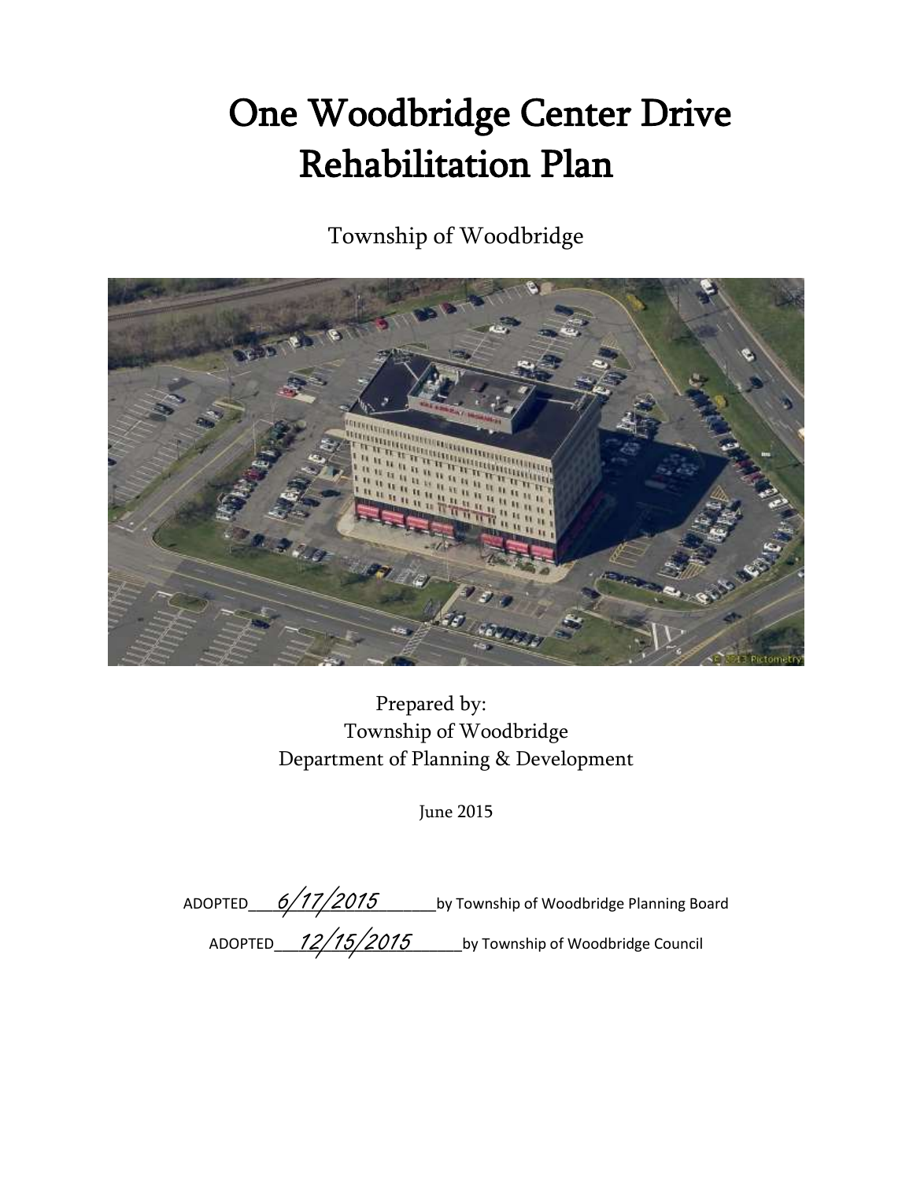# One Woodbridge Center Drive Rehabilitation Plan

Township of Woodbridge

Prepared by:
Township of Woodbridge
Department of Planning & Development

June 2015

ADOPTED 6/17/2015 by Township of Woodbridge Planning Board

ADOPTED 12/15/2015 by Township of Woodbridge Council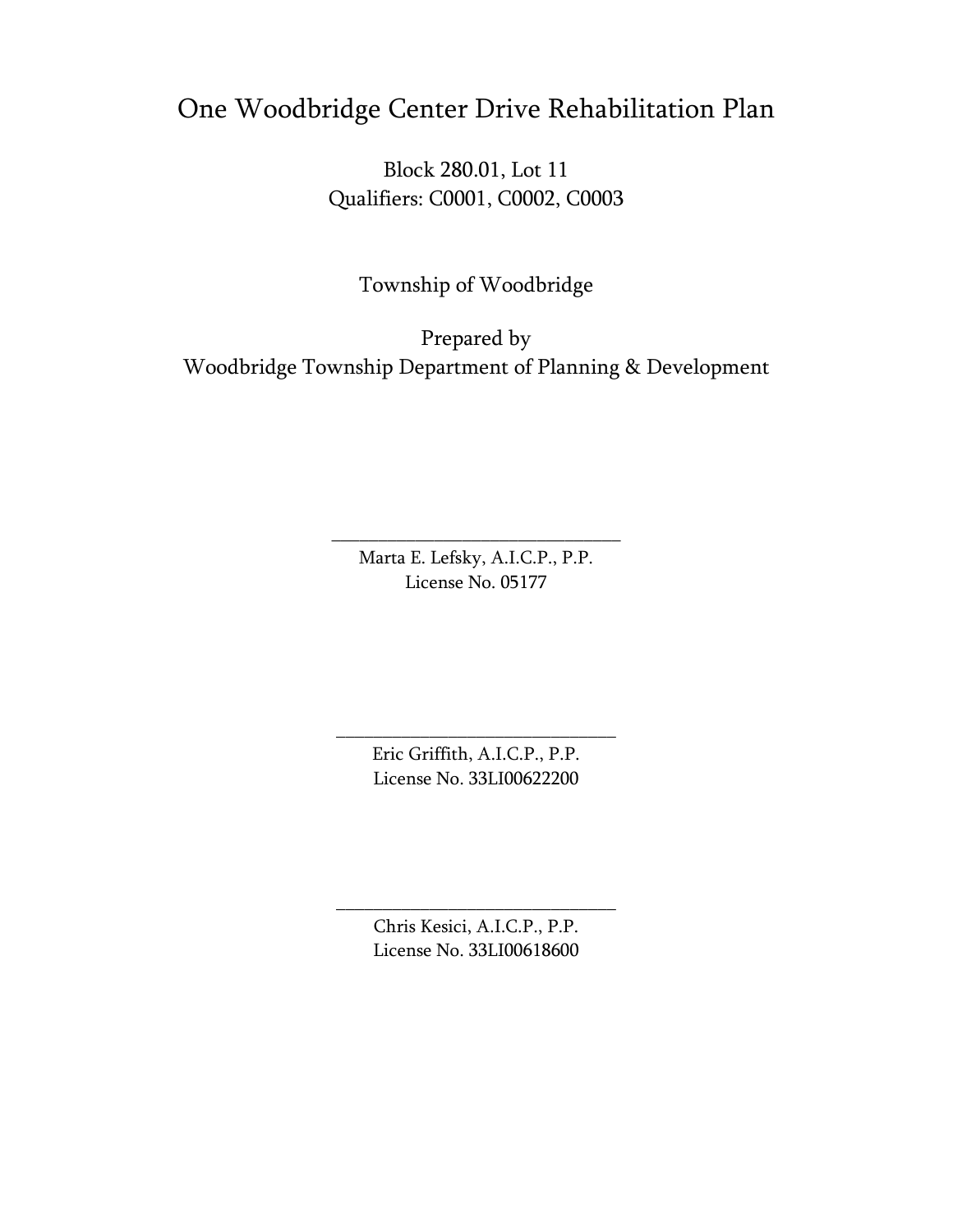# One Woodbridge Center Drive Rehabilitation Plan

Block 280.01, Lot 11
Qualifiers: C0001, C0002, C0003

Township of Woodbridge

Prepared by
Woodbridge Township Department of Planning & Development

\_\_\_\_\_\_\_\_\_\_\_\_\_\_\_\_\_\_\_\_\_\_\_\_\_\_\_\_\_\_\_\_
Marta E. Lefsky, A.I.C.P., P.P.
License No. 05177

\_\_\_\_\_\_\_\_\_\_\_\_\_\_\_\_\_\_\_\_\_\_\_\_\_\_\_\_\_\_\_\_
Eric Griffith, A.I.C.P., P.P.
License No. 33LI00622200

\_\_\_\_\_\_\_\_\_\_\_\_\_\_\_\_\_\_\_\_\_\_\_\_\_\_\_\_\_\_\_\_
Chris Kesici, A.I.C.P., P.P.
License No. 33LI00618600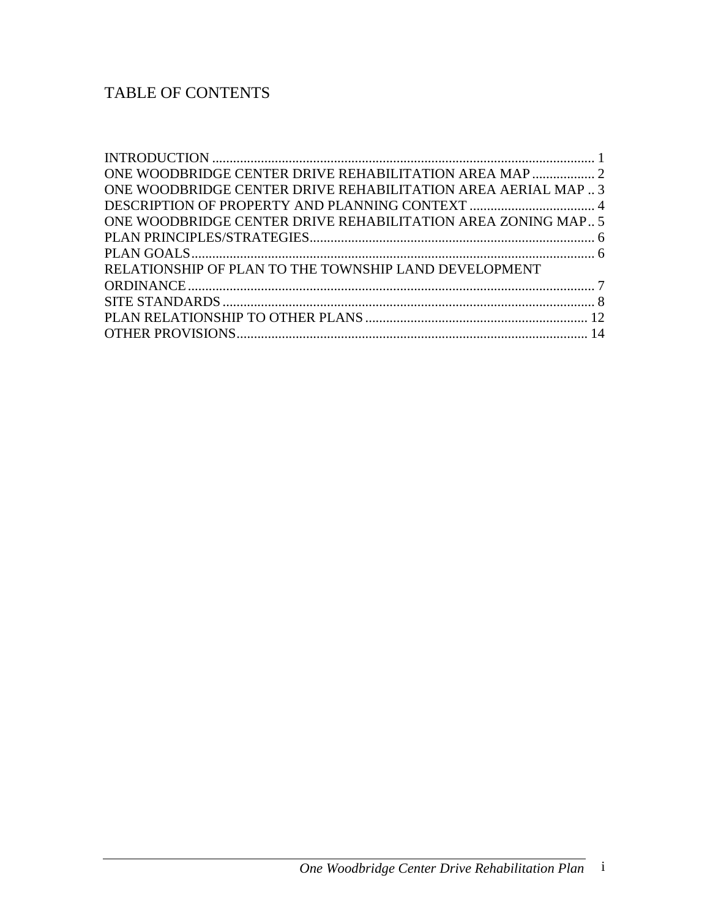# TABLE OF CONTENTS

INTRODUCTION ........................................................................................................ 1
ONE WOODBRIDGE CENTER DRIVE REHABILITATION AREA MAP ................. 2
ONE WOODBRIDGE CENTER DRIVE REHABILITATION AREA AERIAL MAP .. 3
DESCRIPTION OF PROPERTY AND PLANNING CONTEXT .................................... 4
ONE WOODBRIDGE CENTER DRIVE REHABILITATION AREA ZONING MAP.. 5
PLAN PRINCIPLES/STRATEGIES.................................................................................. 6
PLAN GOALS.................................................................................................................... 6
RELATIONSHIP OF PLAN TO THE TOWNSHIP LAND DEVELOPMENT ORDINANCE.................................................................................................................... 7
SITE STANDARDS ........................................................................................................... 8
PLAN RELATIONSHIP TO OTHER PLANS ............................................................... 12
OTHER PROVISIONS..................................................................................................... 14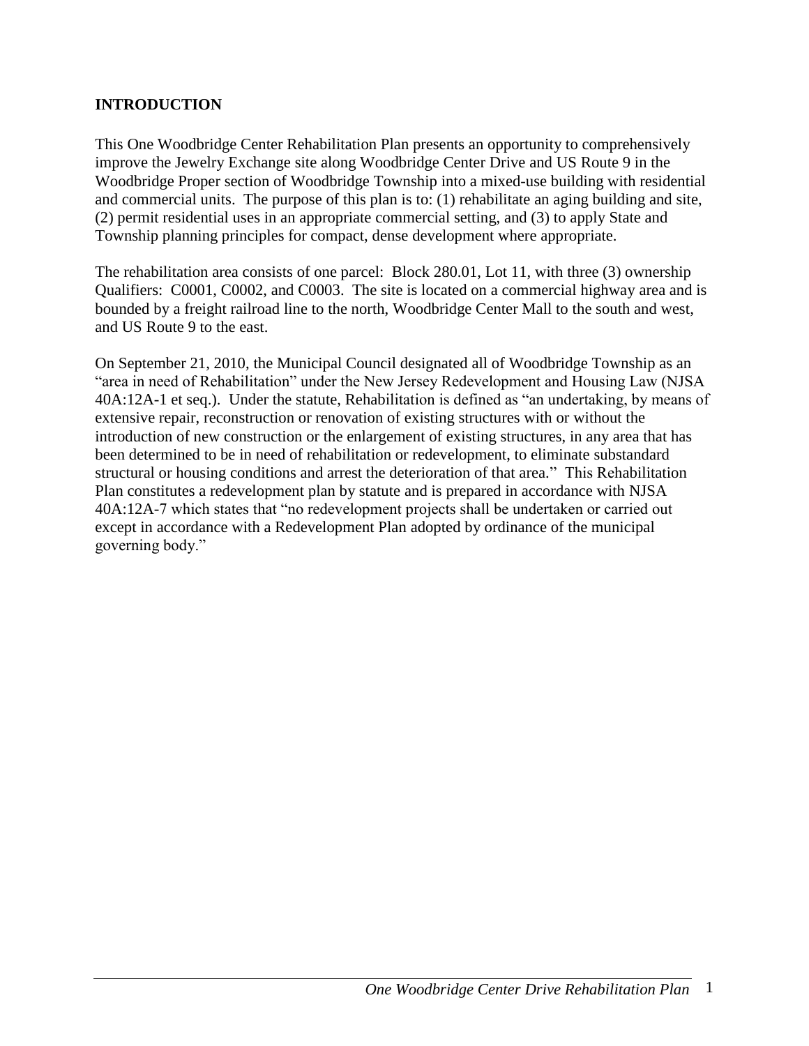## INTRODUCTION

This One Woodbridge Center Rehabilitation Plan presents an opportunity to comprehensively improve the Jewelry Exchange site along Woodbridge Center Drive and US Route 9 in the Woodbridge Proper section of Woodbridge Township into a mixed-use building with residential and commercial units. The purpose of this plan is to: (1) rehabilitate an aging building and site, (2) permit residential uses in an appropriate commercial setting, and (3) to apply State and Township planning principles for compact, dense development where appropriate.

The rehabilitation area consists of one parcel: Block 280.01, Lot 11, with three (3) ownership Qualifiers: C0001, C0002, and C0003. The site is located on a commercial highway area and is bounded by a freight railroad line to the north, Woodbridge Center Mall to the south and west, and US Route 9 to the east.

On September 21, 2010, the Municipal Council designated all of Woodbridge Township as an "area in need of Rehabilitation" under the New Jersey Redevelopment and Housing Law (NJSA 40A:12A-1 et seq.). Under the statute, Rehabilitation is defined as "an undertaking, by means of extensive repair, reconstruction or renovation of existing structures with or without the introduction of new construction or the enlargement of existing structures, in any area that has been determined to be in need of rehabilitation or redevelopment, to eliminate substandard structural or housing conditions and arrest the deterioration of that area." This Rehabilitation Plan constitutes a redevelopment plan by statute and is prepared in accordance with NJSA 40A:12A-7 which states that "no redevelopment projects shall be undertaken or carried out except in accordance with a Redevelopment Plan adopted by ordinance of the municipal governing body."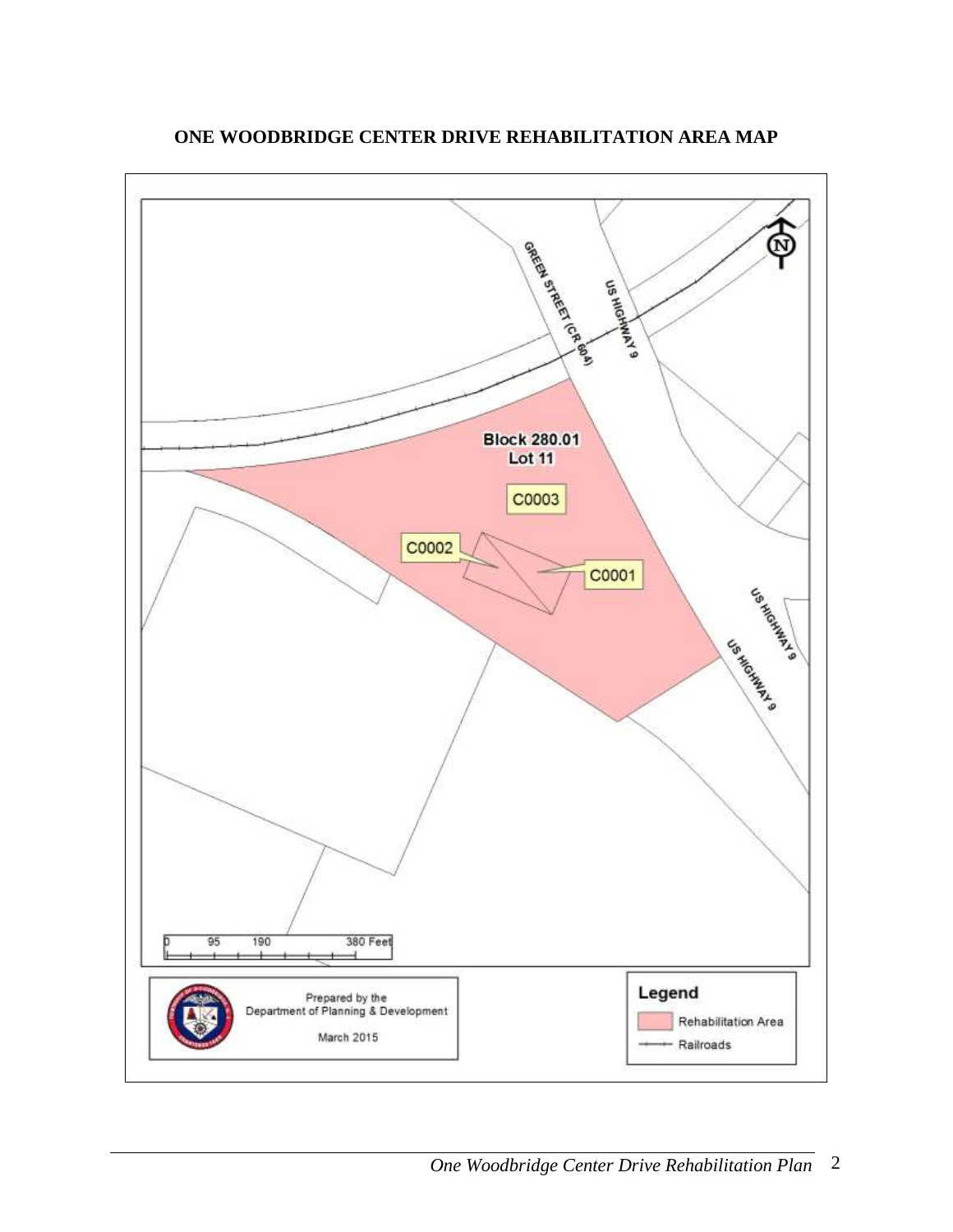## ONE WOODBRIDGE CENTER DRIVE REHABILITATION AREA MAP

GREEN STREET (CR 604)

US HIGHWAY 9

Block 280.01
Lot 11

C0003

C0002

C0001

US HIGHWAY 9

US HIGHWAY 9

0 95 190 380 Feet

Prepared by the
Department of Planning & Development

March 2015

**Legend**

Rehabilitation Area

Railroads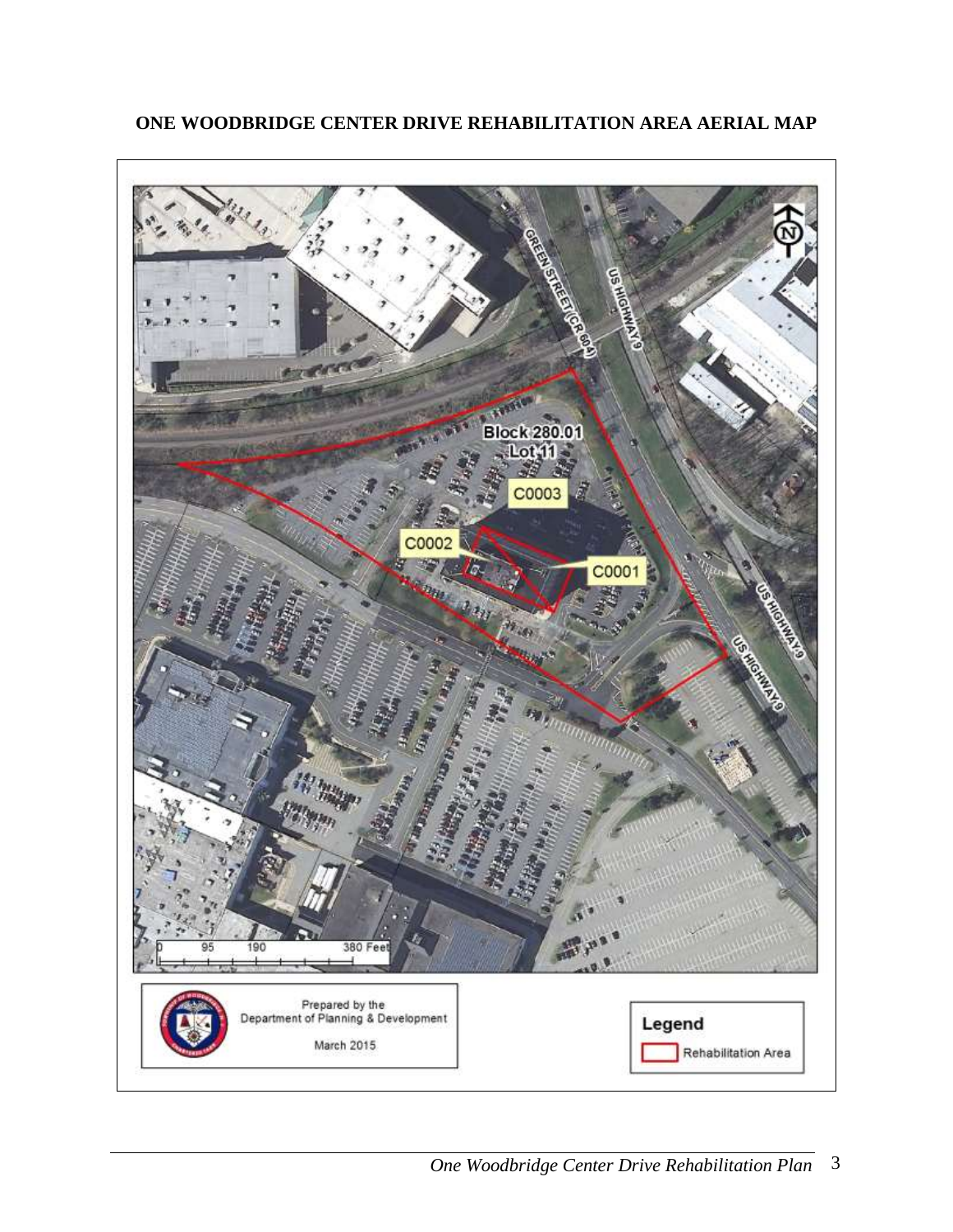## ONE WOODBRIDGE CENTER DRIVE REHABILITATION AREA AERIAL MAP

GREEN STREET (CR 604)

US HIGHWAY 9

Block 280.01
Lot 11

C0003

C0002

C0001

US HIGHWAY 9

US HIGHWAY 9

0 95 190 380 Feet

Prepared by the
Department of Planning & Development

March 2015

**Legend**

Rehabilitation Area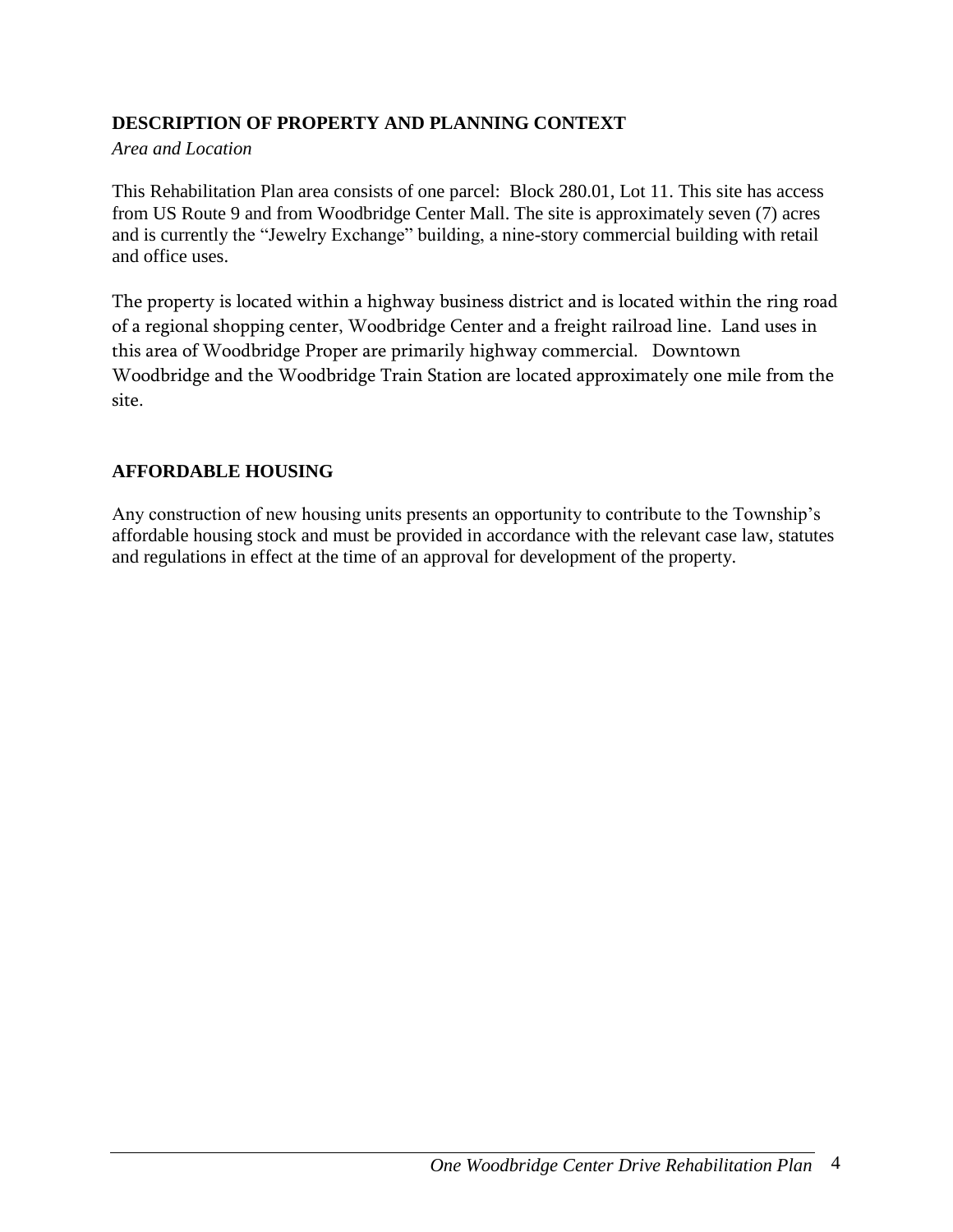## DESCRIPTION OF PROPERTY AND PLANNING CONTEXT

*Area and Location*

This Rehabilitation Plan area consists of one parcel: Block 280.01, Lot 11. This site has access from US Route 9 and from Woodbridge Center Mall. The site is approximately seven (7) acres and is currently the "Jewelry Exchange" building, a nine-story commercial building with retail and office uses.

The property is located within a highway business district and is located within the ring road of a regional shopping center, Woodbridge Center and a freight railroad line. Land uses in this area of Woodbridge Proper are primarily highway commercial. Downtown Woodbridge and the Woodbridge Train Station are located approximately one mile from the site.

## AFFORDABLE HOUSING

Any construction of new housing units presents an opportunity to contribute to the Township's affordable housing stock and must be provided in accordance with the relevant case law, statutes and regulations in effect at the time of an approval for development of the property.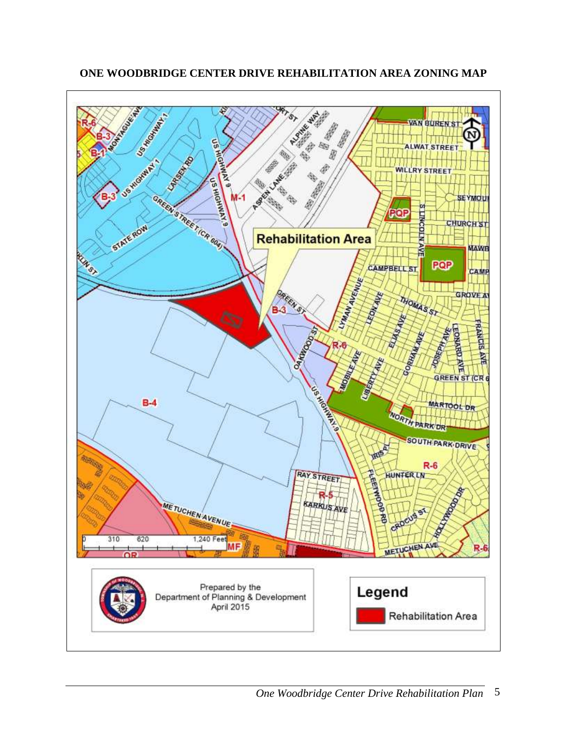**ONE WOODBRIDGE CENTER DRIVE REHABILITATION AREA ZONING MAP**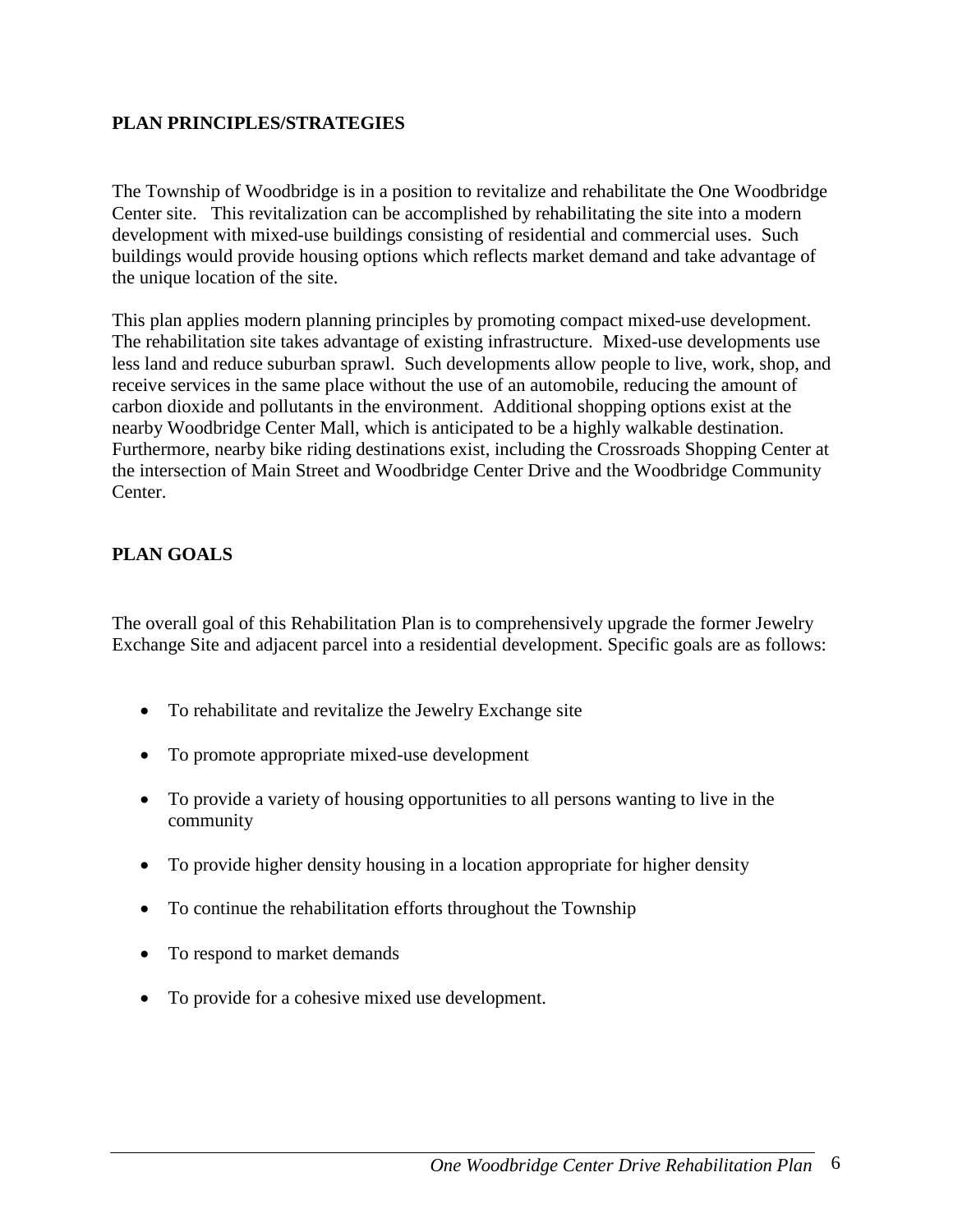## PLAN PRINCIPLES/STRATEGIES

The Township of Woodbridge is in a position to revitalize and rehabilitate the One Woodbridge Center site. This revitalization can be accomplished by rehabilitating the site into a modern development with mixed-use buildings consisting of residential and commercial uses. Such buildings would provide housing options which reflects market demand and take advantage of the unique location of the site.

This plan applies modern planning principles by promoting compact mixed-use development. The rehabilitation site takes advantage of existing infrastructure. Mixed-use developments use less land and reduce suburban sprawl. Such developments allow people to live, work, shop, and receive services in the same place without the use of an automobile, reducing the amount of carbon dioxide and pollutants in the environment. Additional shopping options exist at the nearby Woodbridge Center Mall, which is anticipated to be a highly walkable destination. Furthermore, nearby bike riding destinations exist, including the Crossroads Shopping Center at the intersection of Main Street and Woodbridge Center Drive and the Woodbridge Community Center.

## PLAN GOALS

The overall goal of this Rehabilitation Plan is to comprehensively upgrade the former Jewelry Exchange Site and adjacent parcel into a residential development. Specific goals are as follows:

- To rehabilitate and revitalize the Jewelry Exchange site
- To promote appropriate mixed-use development
- To provide a variety of housing opportunities to all persons wanting to live in the community
- To provide higher density housing in a location appropriate for higher density
- To continue the rehabilitation efforts throughout the Township
- To respond to market demands
- To provide for a cohesive mixed use development.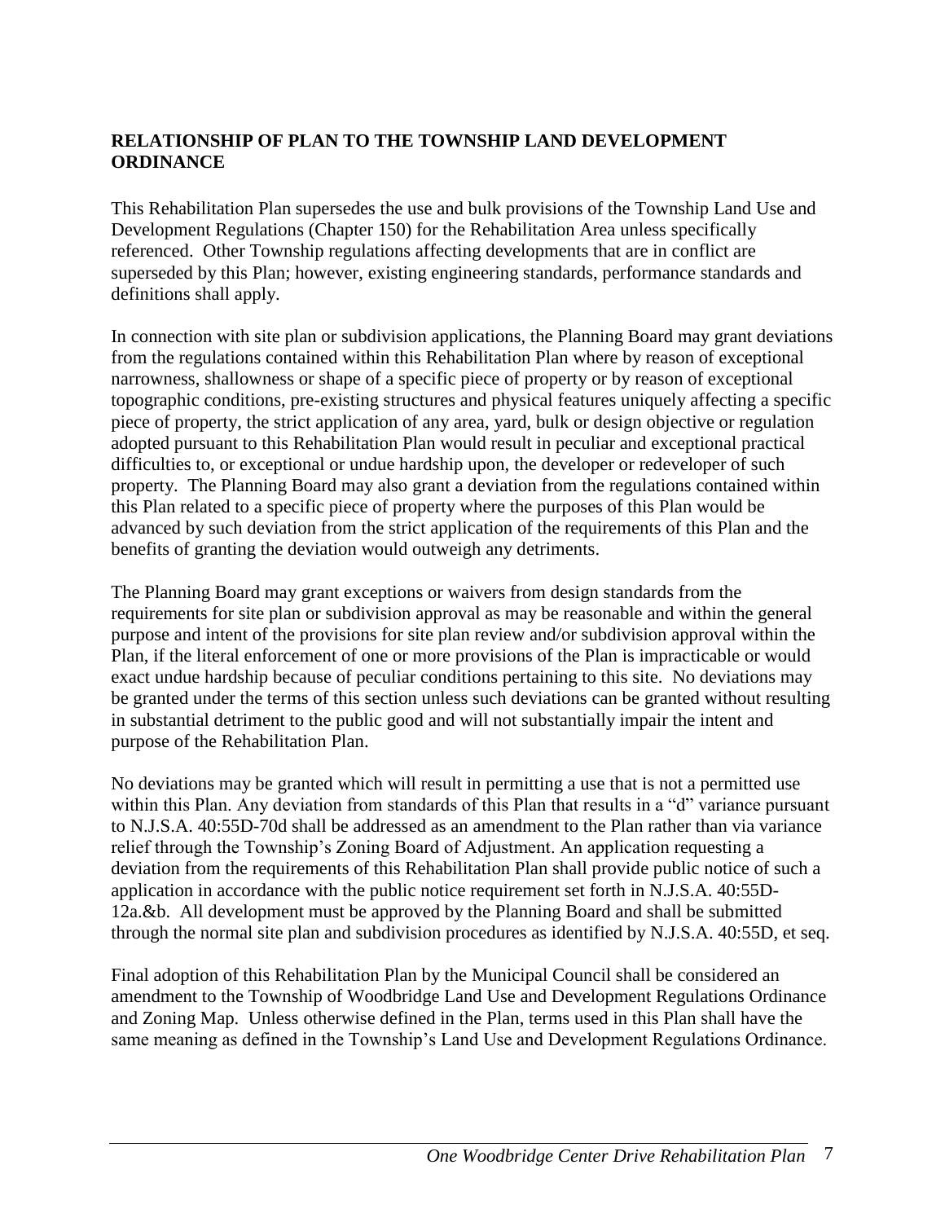## RELATIONSHIP OF PLAN TO THE TOWNSHIP LAND DEVELOPMENT ORDINANCE

This Rehabilitation Plan supersedes the use and bulk provisions of the Township Land Use and Development Regulations (Chapter 150) for the Rehabilitation Area unless specifically referenced. Other Township regulations affecting developments that are in conflict are superseded by this Plan; however, existing engineering standards, performance standards and definitions shall apply.

In connection with site plan or subdivision applications, the Planning Board may grant deviations from the regulations contained within this Rehabilitation Plan where by reason of exceptional narrowness, shallowness or shape of a specific piece of property or by reason of exceptional topographic conditions, pre-existing structures and physical features uniquely affecting a specific piece of property, the strict application of any area, yard, bulk or design objective or regulation adopted pursuant to this Rehabilitation Plan would result in peculiar and exceptional practical difficulties to, or exceptional or undue hardship upon, the developer or redeveloper of such property. The Planning Board may also grant a deviation from the regulations contained within this Plan related to a specific piece of property where the purposes of this Plan would be advanced by such deviation from the strict application of the requirements of this Plan and the benefits of granting the deviation would outweigh any detriments.

The Planning Board may grant exceptions or waivers from design standards from the requirements for site plan or subdivision approval as may be reasonable and within the general purpose and intent of the provisions for site plan review and/or subdivision approval within the Plan, if the literal enforcement of one or more provisions of the Plan is impracticable or would exact undue hardship because of peculiar conditions pertaining to this site. No deviations may be granted under the terms of this section unless such deviations can be granted without resulting in substantial detriment to the public good and will not substantially impair the intent and purpose of the Rehabilitation Plan.

No deviations may be granted which will result in permitting a use that is not a permitted use within this Plan. Any deviation from standards of this Plan that results in a "d" variance pursuant to N.J.S.A. 40:55D-70d shall be addressed as an amendment to the Plan rather than via variance relief through the Township's Zoning Board of Adjustment. An application requesting a deviation from the requirements of this Rehabilitation Plan shall provide public notice of such a application in accordance with the public notice requirement set forth in N.J.S.A. 40:55D-12a.&b. All development must be approved by the Planning Board and shall be submitted through the normal site plan and subdivision procedures as identified by N.J.S.A. 40:55D, et seq.

Final adoption of this Rehabilitation Plan by the Municipal Council shall be considered an amendment to the Township of Woodbridge Land Use and Development Regulations Ordinance and Zoning Map. Unless otherwise defined in the Plan, terms used in this Plan shall have the same meaning as defined in the Township's Land Use and Development Regulations Ordinance.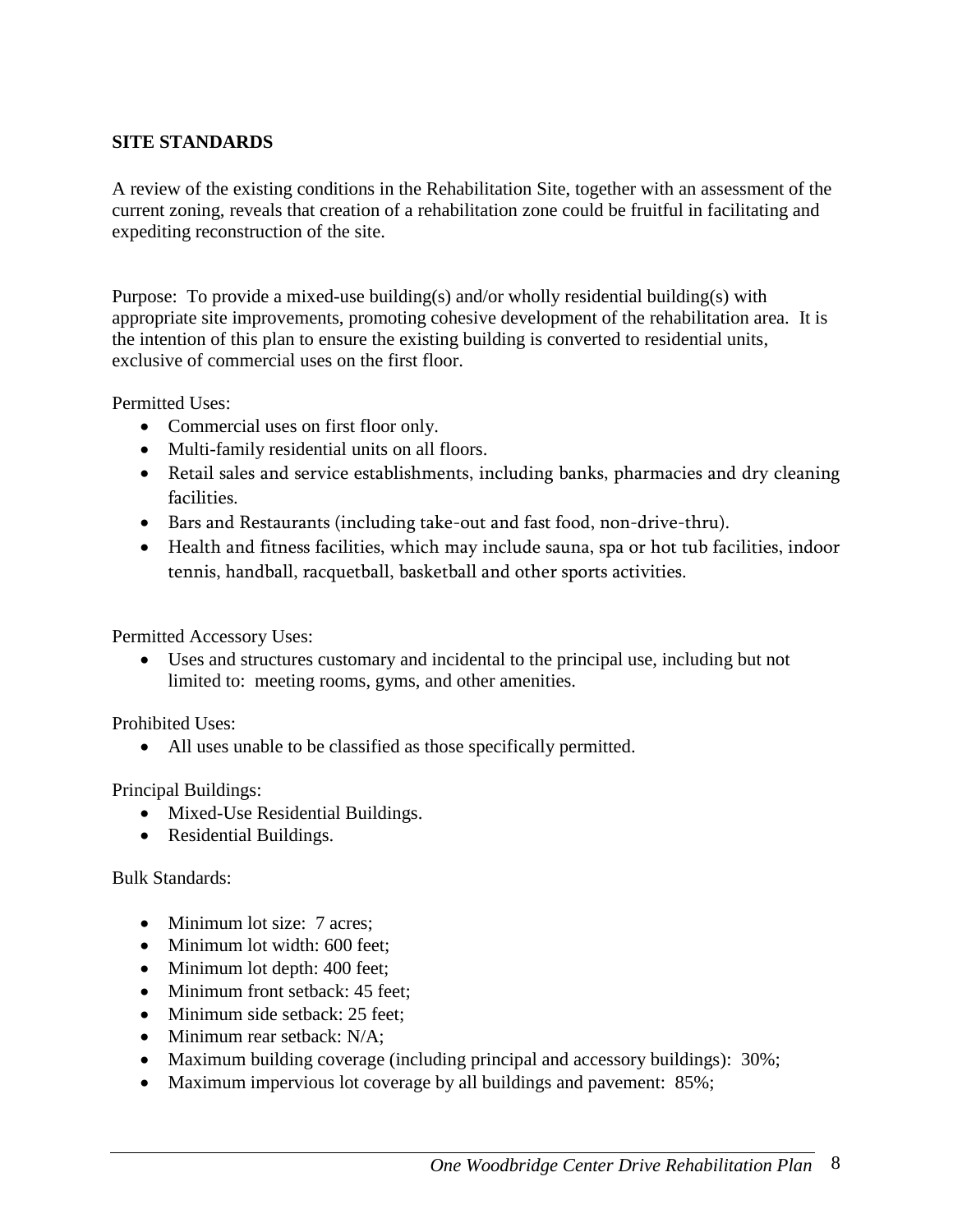## SITE STANDARDS

A review of the existing conditions in the Rehabilitation Site, together with an assessment of the current zoning, reveals that creation of a rehabilitation zone could be fruitful in facilitating and expediting reconstruction of the site.

Purpose: To provide a mixed-use building(s) and/or wholly residential building(s) with appropriate site improvements, promoting cohesive development of the rehabilitation area. It is the intention of this plan to ensure the existing building is converted to residential units, exclusive of commercial uses on the first floor.

Permitted Uses:

- Commercial uses on first floor only.
- Multi-family residential units on all floors.
- Retail sales and service establishments, including banks, pharmacies and dry cleaning facilities.
- Bars and Restaurants (including take-out and fast food, non-drive-thru).
- Health and fitness facilities, which may include sauna, spa or hot tub facilities, indoor tennis, handball, racquetball, basketball and other sports activities.

Permitted Accessory Uses:

- Uses and structures customary and incidental to the principal use, including but not limited to: meeting rooms, gyms, and other amenities.

Prohibited Uses:

- All uses unable to be classified as those specifically permitted.

Principal Buildings:

- Mixed-Use Residential Buildings.
- Residential Buildings.

Bulk Standards:

- Minimum lot size: 7 acres;
- Minimum lot width: 600 feet;
- Minimum lot depth: 400 feet;
- Minimum front setback: 45 feet;
- Minimum side setback: 25 feet;
- Minimum rear setback: N/A;
- Maximum building coverage (including principal and accessory buildings): 30%;
- Maximum impervious lot coverage by all buildings and pavement: 85%;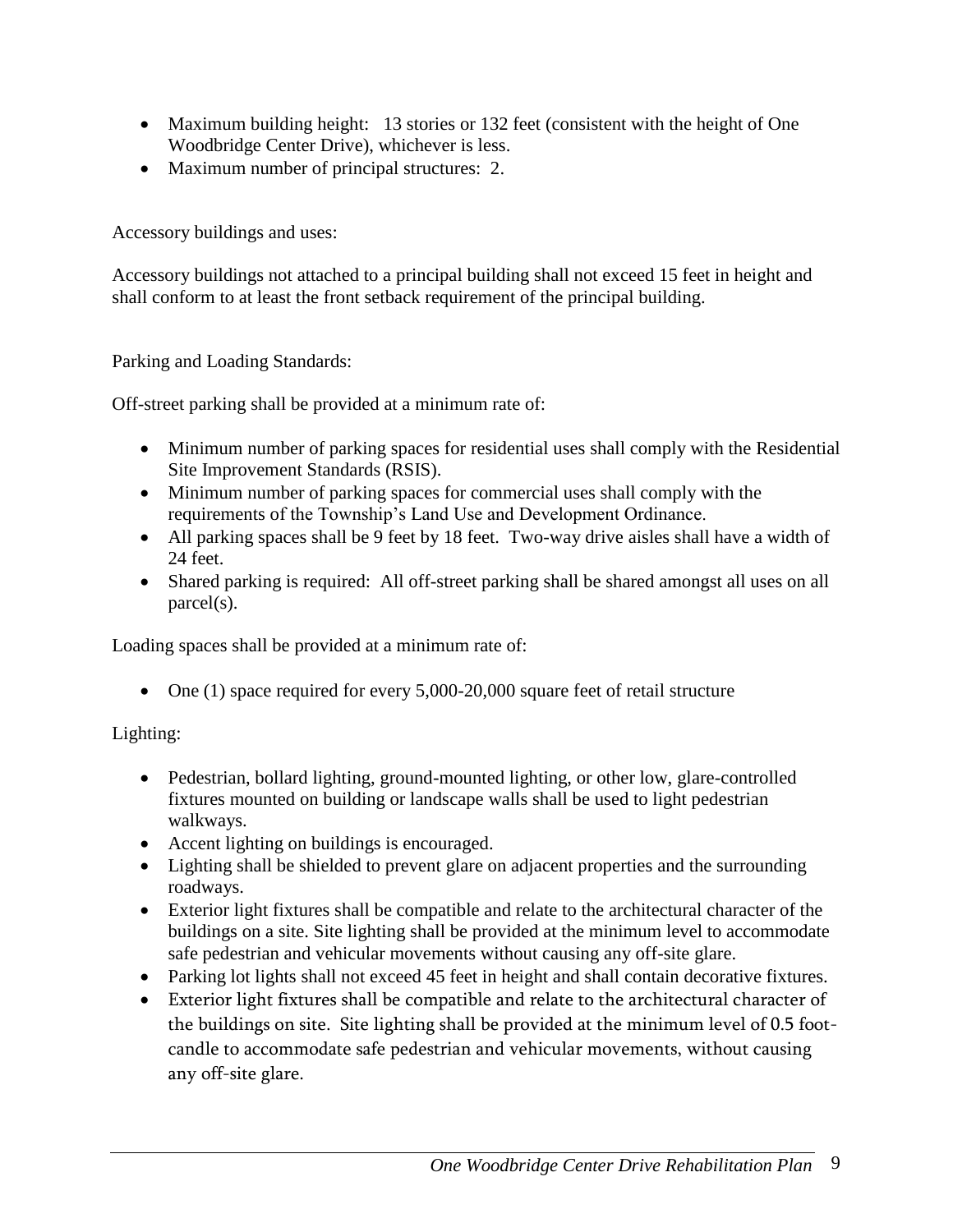- Maximum building height: 13 stories or 132 feet (consistent with the height of One Woodbridge Center Drive), whichever is less.
- Maximum number of principal structures: 2.

Accessory buildings and uses:

Accessory buildings not attached to a principal building shall not exceed 15 feet in height and shall conform to at least the front setback requirement of the principal building.

Parking and Loading Standards:

Off-street parking shall be provided at a minimum rate of:

- Minimum number of parking spaces for residential uses shall comply with the Residential Site Improvement Standards (RSIS).
- Minimum number of parking spaces for commercial uses shall comply with the requirements of the Township's Land Use and Development Ordinance.
- All parking spaces shall be 9 feet by 18 feet. Two-way drive aisles shall have a width of 24 feet.
- Shared parking is required: All off-street parking shall be shared amongst all uses on all parcel(s).

Loading spaces shall be provided at a minimum rate of:

- One (1) space required for every 5,000-20,000 square feet of retail structure

Lighting:

- Pedestrian, bollard lighting, ground-mounted lighting, or other low, glare-controlled fixtures mounted on building or landscape walls shall be used to light pedestrian walkways.
- Accent lighting on buildings is encouraged.
- Lighting shall be shielded to prevent glare on adjacent properties and the surrounding roadways.
- Exterior light fixtures shall be compatible and relate to the architectural character of the buildings on a site. Site lighting shall be provided at the minimum level to accommodate safe pedestrian and vehicular movements without causing any off-site glare.
- Parking lot lights shall not exceed 45 feet in height and shall contain decorative fixtures.
- Exterior light fixtures shall be compatible and relate to the architectural character of the buildings on site. Site lighting shall be provided at the minimum level of 0.5 foot-candle to accommodate safe pedestrian and vehicular movements, without causing any off-site glare.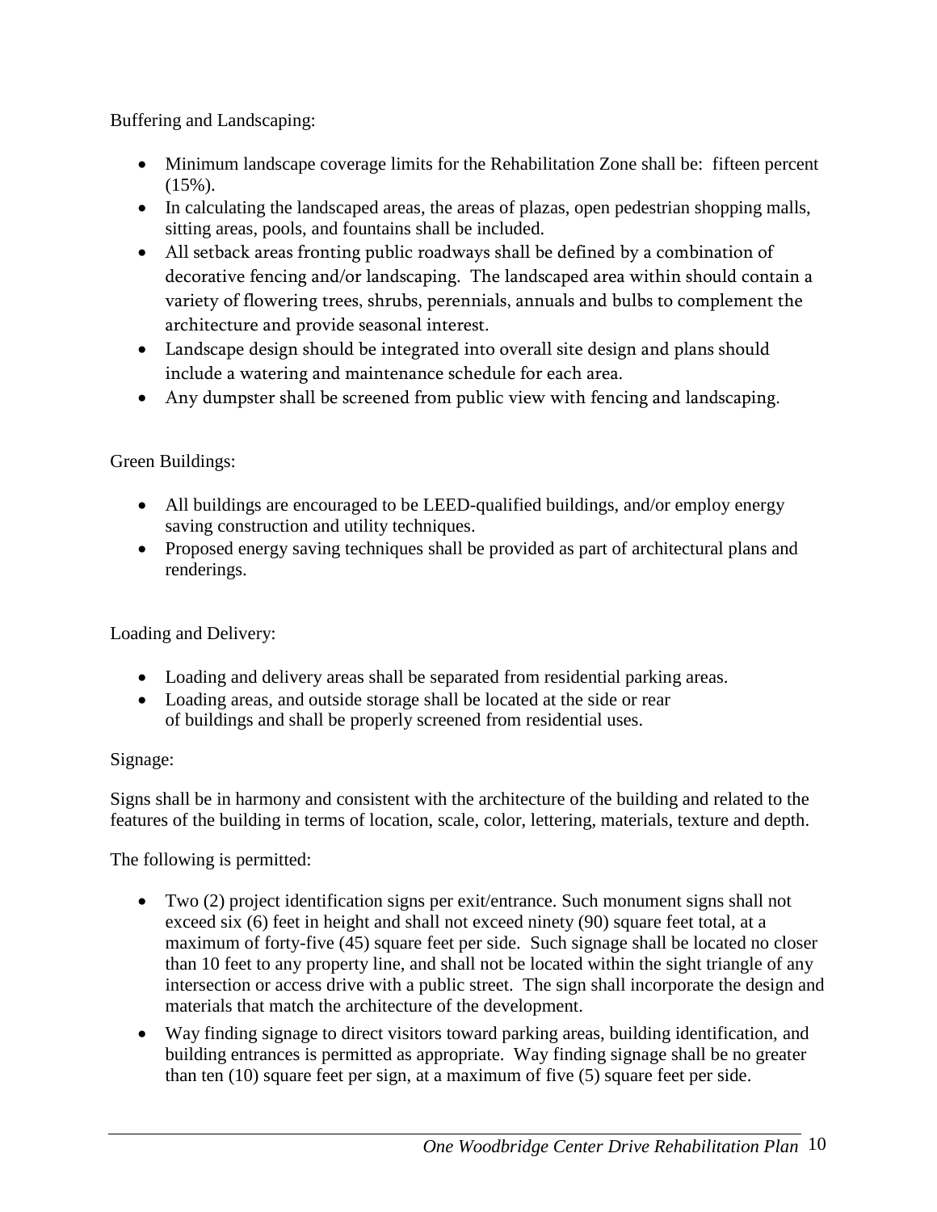Buffering and Landscaping:

- Minimum landscape coverage limits for the Rehabilitation Zone shall be: fifteen percent (15%).
- In calculating the landscaped areas, the areas of plazas, open pedestrian shopping malls, sitting areas, pools, and fountains shall be included.
- All setback areas fronting public roadways shall be defined by a combination of decorative fencing and/or landscaping. The landscaped area within should contain a variety of flowering trees, shrubs, perennials, annuals and bulbs to complement the architecture and provide seasonal interest.
- Landscape design should be integrated into overall site design and plans should include a watering and maintenance schedule for each area.
- Any dumpster shall be screened from public view with fencing and landscaping.

Green Buildings:

- All buildings are encouraged to be LEED-qualified buildings, and/or employ energy saving construction and utility techniques.
- Proposed energy saving techniques shall be provided as part of architectural plans and renderings.

Loading and Delivery:

- Loading and delivery areas shall be separated from residential parking areas.
- Loading areas, and outside storage shall be located at the side or rear of buildings and shall be properly screened from residential uses.

Signage:

Signs shall be in harmony and consistent with the architecture of the building and related to the features of the building in terms of location, scale, color, lettering, materials, texture and depth.

The following is permitted:

- Two (2) project identification signs per exit/entrance. Such monument signs shall not exceed six (6) feet in height and shall not exceed ninety (90) square feet total, at a maximum of forty-five (45) square feet per side. Such signage shall be located no closer than 10 feet to any property line, and shall not be located within the sight triangle of any intersection or access drive with a public street. The sign shall incorporate the design and materials that match the architecture of the development.
- Way finding signage to direct visitors toward parking areas, building identification, and building entrances is permitted as appropriate. Way finding signage shall be no greater than ten (10) square feet per sign, at a maximum of five (5) square feet per side.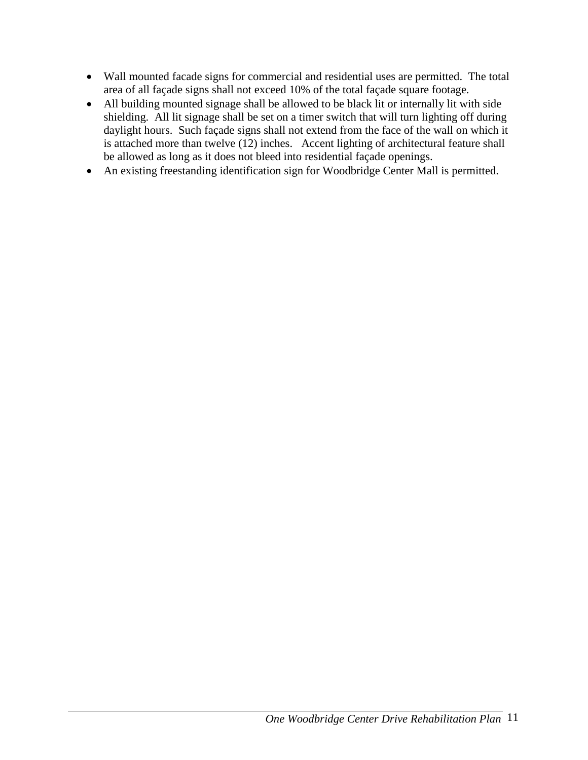- Wall mounted facade signs for commercial and residential uses are permitted. The total area of all façade signs shall not exceed 10% of the total façade square footage.
- All building mounted signage shall be allowed to be black lit or internally lit with side shielding. All lit signage shall be set on a timer switch that will turn lighting off during daylight hours. Such façade signs shall not extend from the face of the wall on which it is attached more than twelve (12) inches. Accent lighting of architectural feature shall be allowed as long as it does not bleed into residential façade openings.
- An existing freestanding identification sign for Woodbridge Center Mall is permitted.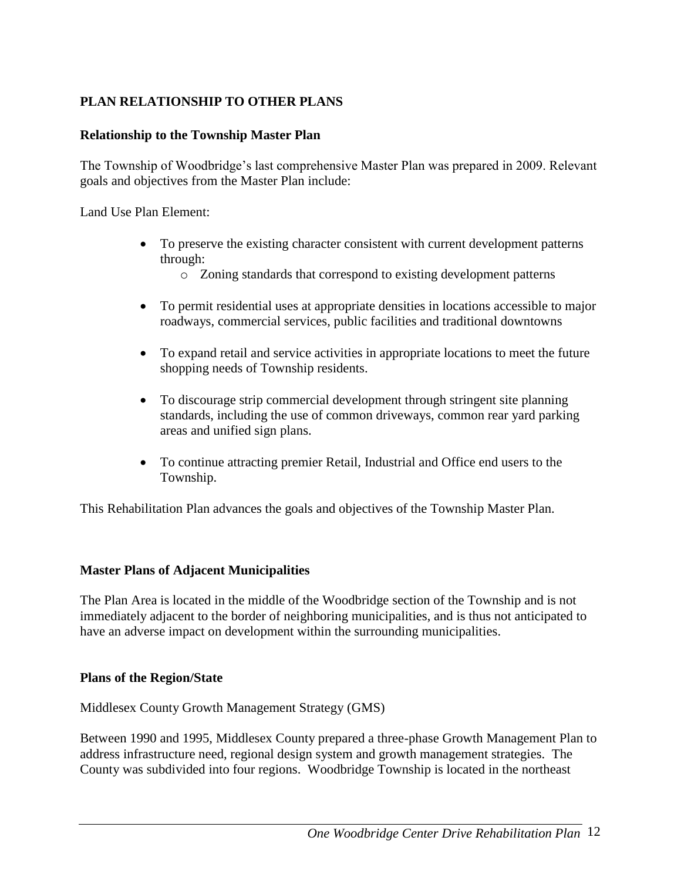## PLAN RELATIONSHIP TO OTHER PLANS

### Relationship to the Township Master Plan

The Township of Woodbridge's last comprehensive Master Plan was prepared in 2009. Relevant goals and objectives from the Master Plan include:

Land Use Plan Element:

- To preserve the existing character consistent with current development patterns through:
  - Zoning standards that correspond to existing development patterns
- To permit residential uses at appropriate densities in locations accessible to major roadways, commercial services, public facilities and traditional downtowns
- To expand retail and service activities in appropriate locations to meet the future shopping needs of Township residents.
- To discourage strip commercial development through stringent site planning standards, including the use of common driveways, common rear yard parking areas and unified sign plans.
- To continue attracting premier Retail, Industrial and Office end users to the Township.

This Rehabilitation Plan advances the goals and objectives of the Township Master Plan.

### Master Plans of Adjacent Municipalities

The Plan Area is located in the middle of the Woodbridge section of the Township and is not immediately adjacent to the border of neighboring municipalities, and is thus not anticipated to have an adverse impact on development within the surrounding municipalities.

### Plans of the Region/State

Middlesex County Growth Management Strategy (GMS)

Between 1990 and 1995, Middlesex County prepared a three-phase Growth Management Plan to address infrastructure need, regional design system and growth management strategies. The County was subdivided into four regions. Woodbridge Township is located in the northeast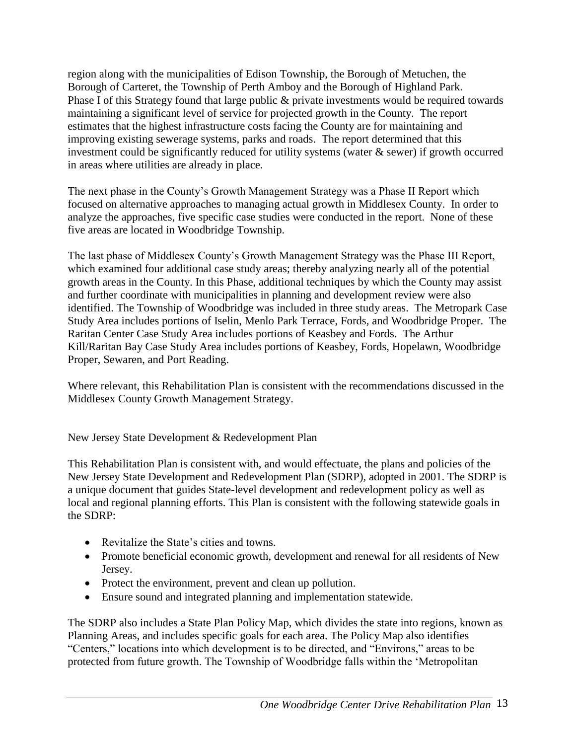region along with the municipalities of Edison Township, the Borough of Metuchen, the Borough of Carteret, the Township of Perth Amboy and the Borough of Highland Park. Phase I of this Strategy found that large public & private investments would be required towards maintaining a significant level of service for projected growth in the County. The report estimates that the highest infrastructure costs facing the County are for maintaining and improving existing sewerage systems, parks and roads. The report determined that this investment could be significantly reduced for utility systems (water & sewer) if growth occurred in areas where utilities are already in place.

The next phase in the County's Growth Management Strategy was a Phase II Report which focused on alternative approaches to managing actual growth in Middlesex County. In order to analyze the approaches, five specific case studies were conducted in the report. None of these five areas are located in Woodbridge Township.

The last phase of Middlesex County's Growth Management Strategy was the Phase III Report, which examined four additional case study areas; thereby analyzing nearly all of the potential growth areas in the County. In this Phase, additional techniques by which the County may assist and further coordinate with municipalities in planning and development review were also identified. The Township of Woodbridge was included in three study areas. The Metropark Case Study Area includes portions of Iselin, Menlo Park Terrace, Fords, and Woodbridge Proper. The Raritan Center Case Study Area includes portions of Keasbey and Fords. The Arthur Kill/Raritan Bay Case Study Area includes portions of Keasbey, Fords, Hopelawn, Woodbridge Proper, Sewaren, and Port Reading.

Where relevant, this Rehabilitation Plan is consistent with the recommendations discussed in the Middlesex County Growth Management Strategy.

New Jersey State Development & Redevelopment Plan

This Rehabilitation Plan is consistent with, and would effectuate, the plans and policies of the New Jersey State Development and Redevelopment Plan (SDRP), adopted in 2001. The SDRP is a unique document that guides State-level development and redevelopment policy as well as local and regional planning efforts. This Plan is consistent with the following statewide goals in the SDRP:

- Revitalize the State's cities and towns.
- Promote beneficial economic growth, development and renewal for all residents of New Jersey.
- Protect the environment, prevent and clean up pollution.
- Ensure sound and integrated planning and implementation statewide.

The SDRP also includes a State Plan Policy Map, which divides the state into regions, known as Planning Areas, and includes specific goals for each area. The Policy Map also identifies "Centers," locations into which development is to be directed, and "Environs," areas to be protected from future growth. The Township of Woodbridge falls within the 'Metropolitan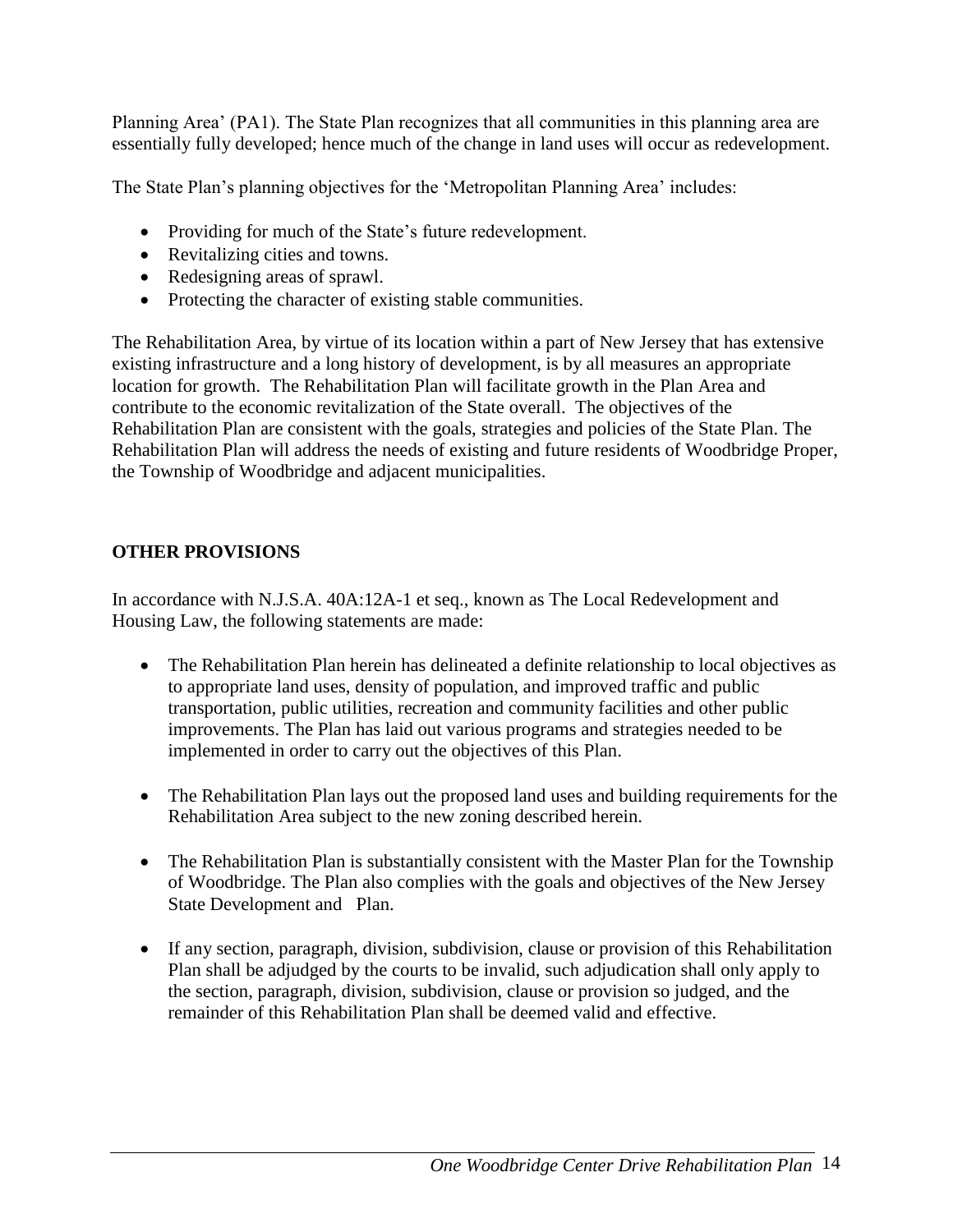Planning Area' (PA1). The State Plan recognizes that all communities in this planning area are essentially fully developed; hence much of the change in land uses will occur as redevelopment.

The State Plan's planning objectives for the 'Metropolitan Planning Area' includes:

- Providing for much of the State's future redevelopment.
- Revitalizing cities and towns.
- Redesigning areas of sprawl.
- Protecting the character of existing stable communities.

The Rehabilitation Area, by virtue of its location within a part of New Jersey that has extensive existing infrastructure and a long history of development, is by all measures an appropriate location for growth. The Rehabilitation Plan will facilitate growth in the Plan Area and contribute to the economic revitalization of the State overall. The objectives of the Rehabilitation Plan are consistent with the goals, strategies and policies of the State Plan. The Rehabilitation Plan will address the needs of existing and future residents of Woodbridge Proper, the Township of Woodbridge and adjacent municipalities.

## OTHER PROVISIONS

In accordance with N.J.S.A. 40A:12A-1 et seq., known as The Local Redevelopment and Housing Law, the following statements are made:

- The Rehabilitation Plan herein has delineated a definite relationship to local objectives as to appropriate land uses, density of population, and improved traffic and public transportation, public utilities, recreation and community facilities and other public improvements. The Plan has laid out various programs and strategies needed to be implemented in order to carry out the objectives of this Plan.

- The Rehabilitation Plan lays out the proposed land uses and building requirements for the Rehabilitation Area subject to the new zoning described herein.

- The Rehabilitation Plan is substantially consistent with the Master Plan for the Township of Woodbridge. The Plan also complies with the goals and objectives of the New Jersey State Development and Plan.

- If any section, paragraph, division, subdivision, clause or provision of this Rehabilitation Plan shall be adjudged by the courts to be invalid, such adjudication shall only apply to the section, paragraph, division, subdivision, clause or provision so judged, and the remainder of this Rehabilitation Plan shall be deemed valid and effective.